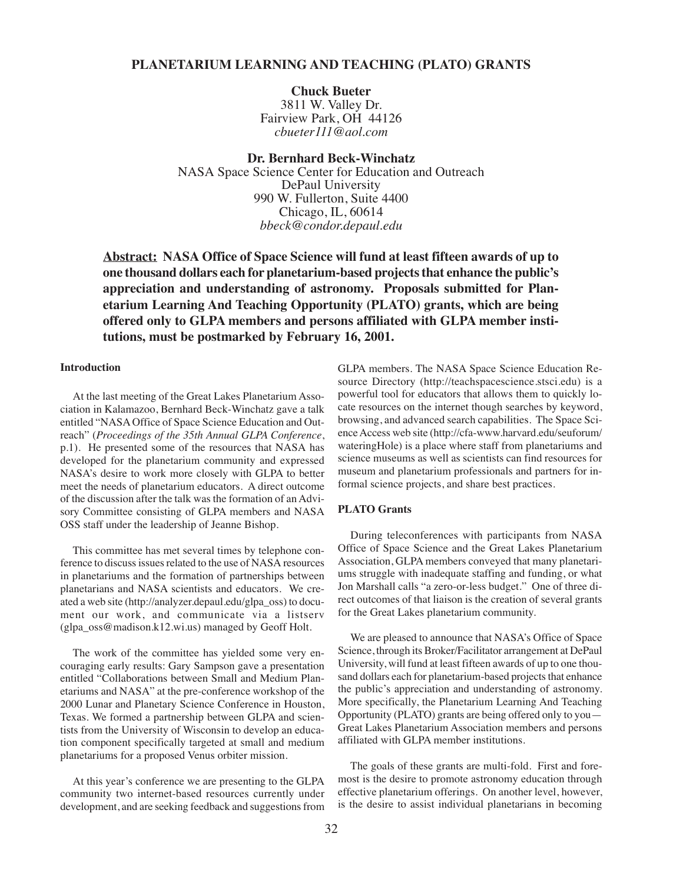# PLANETARIUM LEARNING AND TEACHING (PLATO) GRANTS

**Chuck Bueter**
3811 W. Valley Dr.
Fairview Park, OH 44126
*cbueter111@aol.com*

**Dr. Bernhard Beck-Winchatz**
NASA Space Science Center for Education and Outreach
DePaul University
990 W. Fullerton, Suite 4400
Chicago, IL, 60614
*bbeck@condor.depaul.edu*

**Abstract: NASA Office of Space Science will fund at least fifteen awards of up to one thousand dollars each for planetarium-based projects that enhance the public's appreciation and understanding of astronomy. Proposals submitted for Planetarium Learning And Teaching Opportunity (PLATO) grants, which are being offered only to GLPA members and persons affiliated with GLPA member institutions, must be postmarked by February 16, 2001.**

### Introduction

At the last meeting of the Great Lakes Planetarium Association in Kalamazoo, Bernhard Beck-Winchatz gave a talk entitled "NASA Office of Space Science Education and Outreach" (*Proceedings of the 35th Annual GLPA Conference*, p.1). He presented some of the resources that NASA has developed for the planetarium community and expressed NASA's desire to work more closely with GLPA to better meet the needs of planetarium educators. A direct outcome of the discussion after the talk was the formation of an Advisory Committee consisting of GLPA members and NASA OSS staff under the leadership of Jeanne Bishop.

This committee has met several times by telephone conference to discuss issues related to the use of NASA resources in planetariums and the formation of partnerships between planetarians and NASA scientists and educators. We created a web site (http://analyzer.depaul.edu/glpa_oss) to document our work, and communicate via a listserv (glpa_oss@madison.k12.wi.us) managed by Geoff Holt.

The work of the committee has yielded some very encouraging early results: Gary Sampson gave a presentation entitled "Collaborations between Small and Medium Planetariums and NASA" at the pre-conference workshop of the 2000 Lunar and Planetary Science Conference in Houston, Texas. We formed a partnership between GLPA and scientists from the University of Wisconsin to develop an education component specifically targeted at small and medium planetariums for a proposed Venus orbiter mission.

At this year's conference we are presenting to the GLPA community two internet-based resources currently under development, and are seeking feedback and suggestions from GLPA members. The NASA Space Science Education Resource Directory (http://teachspacescience.stsci.edu) is a powerful tool for educators that allows them to quickly locate resources on the internet though searches by keyword, browsing, and advanced search capabilities. The Space Science Access web site (http://cfa-www.harvard.edu/seuforum/wateringHole) is a place where staff from planetariums and science museums as well as scientists can find resources for museum and planetarium professionals and partners for informal science projects, and share best practices.

### PLATO Grants

During teleconferences with participants from NASA Office of Space Science and the Great Lakes Planetarium Association, GLPA members conveyed that many planetariums struggle with inadequate staffing and funding, or what Jon Marshall calls "a zero-or-less budget." One of three direct outcomes of that liaison is the creation of several grants for the Great Lakes planetarium community.

We are pleased to announce that NASA's Office of Space Science, through its Broker/Facilitator arrangement at DePaul University, will fund at least fifteen awards of up to one thousand dollars each for planetarium-based projects that enhance the public's appreciation and understanding of astronomy. More specifically, the Planetarium Learning And Teaching Opportunity (PLATO) grants are being offered only to you— Great Lakes Planetarium Association members and persons affiliated with GLPA member institutions.

The goals of these grants are multi-fold. First and foremost is the desire to promote astronomy education through effective planetarium offerings. On another level, however, is the desire to assist individual planetarians in becoming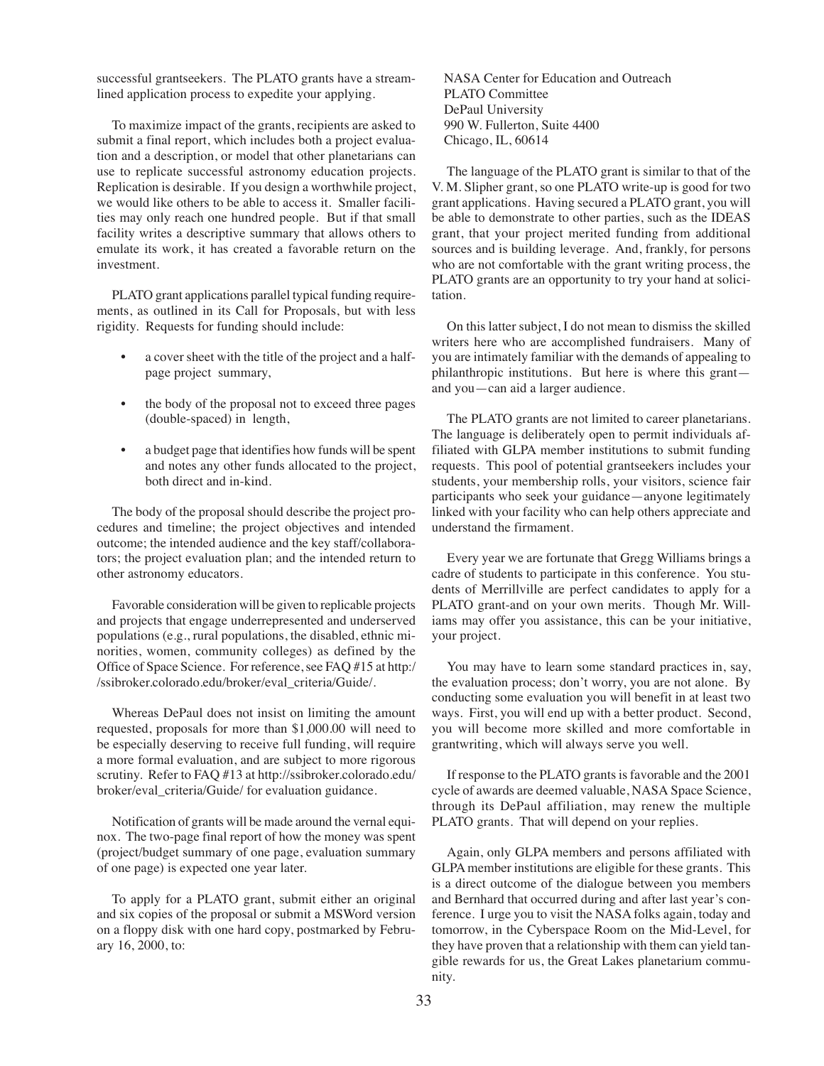successful grantseekers. The PLATO grants have a streamlined application process to expedite your applying.

To maximize impact of the grants, recipients are asked to submit a final report, which includes both a project evaluation and a description, or model that other planetarians can use to replicate successful astronomy education projects. Replication is desirable. If you design a worthwhile project, we would like others to be able to access it. Smaller facilities may only reach one hundred people. But if that small facility writes a descriptive summary that allows others to emulate its work, it has created a favorable return on the investment.

PLATO grant applications parallel typical funding requirements, as outlined in its Call for Proposals, but with less rigidity. Requests for funding should include:

- a cover sheet with the title of the project and a half-page project summary,
- the body of the proposal not to exceed three pages (double-spaced) in length,
- a budget page that identifies how funds will be spent and notes any other funds allocated to the project, both direct and in-kind.

The body of the proposal should describe the project procedures and timeline; the project objectives and intended outcome; the intended audience and the key staff/collaborators; the project evaluation plan; and the intended return to other astronomy educators.

Favorable consideration will be given to replicable projects and projects that engage underrepresented and underserved populations (e.g., rural populations, the disabled, ethnic minorities, women, community colleges) as defined by the Office of Space Science. For reference, see FAQ #15 at http://ssibroker.colorado.edu/broker/eval_criteria/Guide/.

Whereas DePaul does not insist on limiting the amount requested, proposals for more than $1,000.00 will need to be especially deserving to receive full funding, will require a more formal evaluation, and are subject to more rigorous scrutiny. Refer to FAQ #13 at http://ssibroker.colorado.edu/broker/eval_criteria/Guide/ for evaluation guidance.

Notification of grants will be made around the vernal equinox. The two-page final report of how the money was spent (project/budget summary of one page, evaluation summary of one page) is expected one year later.

To apply for a PLATO grant, submit either an original and six copies of the proposal or submit a MSWord version on a floppy disk with one hard copy, postmarked by February 16, 2000, to:

NASA Center for Education and Outreach
PLATO Committee
DePaul University
990 W. Fullerton, Suite 4400
Chicago, IL, 60614

The language of the PLATO grant is similar to that of the V. M. Slipher grant, so one PLATO write-up is good for two grant applications. Having secured a PLATO grant, you will be able to demonstrate to other parties, such as the IDEAS grant, that your project merited funding from additional sources and is building leverage. And, frankly, for persons who are not comfortable with the grant writing process, the PLATO grants are an opportunity to try your hand at solicitation.

On this latter subject, I do not mean to dismiss the skilled writers here who are accomplished fundraisers. Many of you are intimately familiar with the demands of appealing to philanthropic institutions. But here is where this grant—and you—can aid a larger audience.

The PLATO grants are not limited to career planetarians. The language is deliberately open to permit individuals affiliated with GLPA member institutions to submit funding requests. This pool of potential grantseekers includes your students, your membership rolls, your visitors, science fair participants who seek your guidance—anyone legitimately linked with your facility who can help others appreciate and understand the firmament.

Every year we are fortunate that Gregg Williams brings a cadre of students to participate in this conference. You students of Merrillville are perfect candidates to apply for a PLATO grant-and on your own merits. Though Mr. Williams may offer you assistance, this can be your initiative, your project.

You may have to learn some standard practices in, say, the evaluation process; don't worry, you are not alone. By conducting some evaluation you will benefit in at least two ways. First, you will end up with a better product. Second, you will become more skilled and more comfortable in grantwriting, which will always serve you well.

If response to the PLATO grants is favorable and the 2001 cycle of awards are deemed valuable, NASA Space Science, through its DePaul affiliation, may renew the multiple PLATO grants. That will depend on your replies.

Again, only GLPA members and persons affiliated with GLPA member institutions are eligible for these grants. This is a direct outcome of the dialogue between you members and Bernhard that occurred during and after last year's conference. I urge you to visit the NASA folks again, today and tomorrow, in the Cyberspace Room on the Mid-Level, for they have proven that a relationship with them can yield tangible rewards for us, the Great Lakes planetarium community.